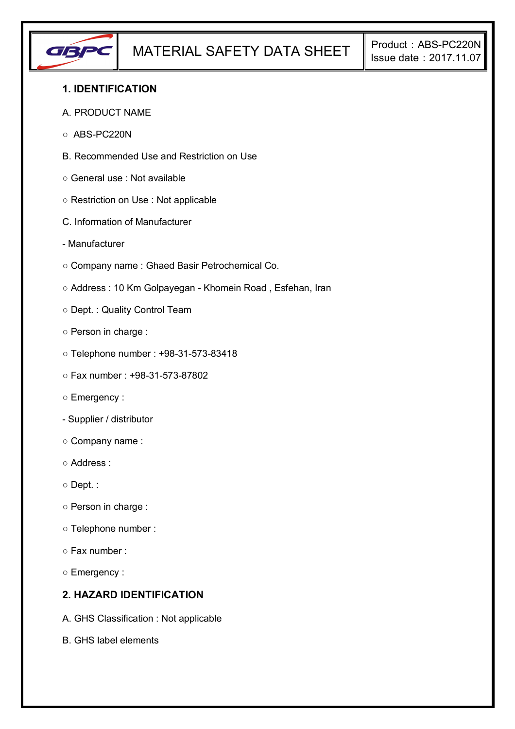| GBPC | MATERIAL SAFETY DATA SHEET | Product：ABS-PC220N Issue date：2017.11.07 |
|---|---|---|

## 1. IDENTIFICATION

A. PRODUCT NAME

○ ABS-PC220N

B. Recommended Use and Restriction on Use

○ General use : Not available

○ Restriction on Use : Not applicable

C. Information of Manufacturer

- Manufacturer

○ Company name : Ghaed Basir Petrochemical Co.

○ Address : 10 Km Golpayegan - Khomein Road , Esfehan, Iran

○ Dept. : Quality Control Team

○ Person in charge :

○ Telephone number : +98-31-573-83418

○ Fax number : +98-31-573-87802

○ Emergency :

- Supplier / distributor

○ Company name :

○ Address :

○ Dept. :

○ Person in charge :

○ Telephone number :

○ Fax number :

○ Emergency :

## 2. HAZARD IDENTIFICATION

A. GHS Classification : Not applicable

B. GHS label elements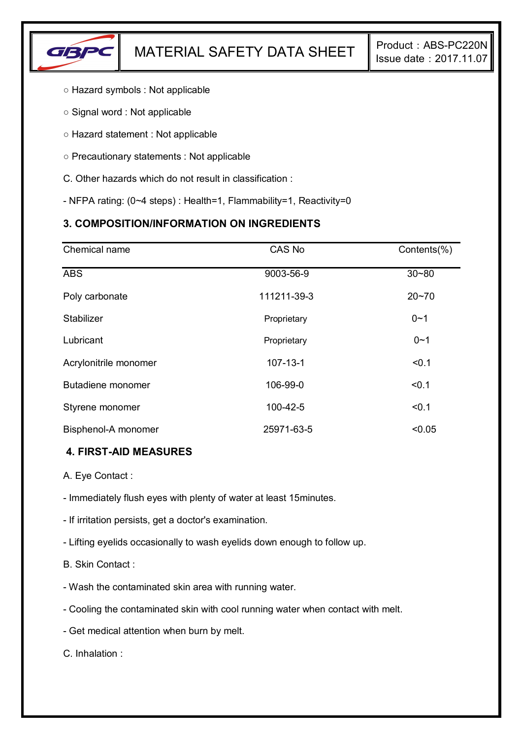○ Hazard symbols : Not applicable

○ Signal word : Not applicable

○ Hazard statement : Not applicable

○ Precautionary statements : Not applicable

C. Other hazards which do not result in classification :

- NFPA rating: (0~4 steps) : Health=1, Flammability=1, Reactivity=0

### 3. COMPOSITION/INFORMATION ON INGREDIENTS

| Chemical name | CAS No | Contents(%) |
|---|---|---|
| ABS | 9003-56-9 | 30~80 |
| Poly carbonate | 111211-39-3 | 20~70 |
| Stabilizer | Proprietary | 0~1 |
| Lubricant | Proprietary | 0~1 |
| Acrylonitrile monomer | 107-13-1 | <0.1 |
| Butadiene monomer | 106-99-0 | <0.1 |
| Styrene monomer | 100-42-5 | <0.1 |
| Bisphenol-A monomer | 25971-63-5 | <0.05 |

### 4. FIRST-AID MEASURES

A. Eye Contact :

- Immediately flush eyes with plenty of water at least 15minutes.
- If irritation persists, get a doctor's examination.
- Lifting eyelids occasionally to wash eyelids down enough to follow up.

B. Skin Contact :

- Wash the contaminated skin area with running water.
- Cooling the contaminated skin with cool running water when contact with melt.
- Get medical attention when burn by melt.

C. Inhalation :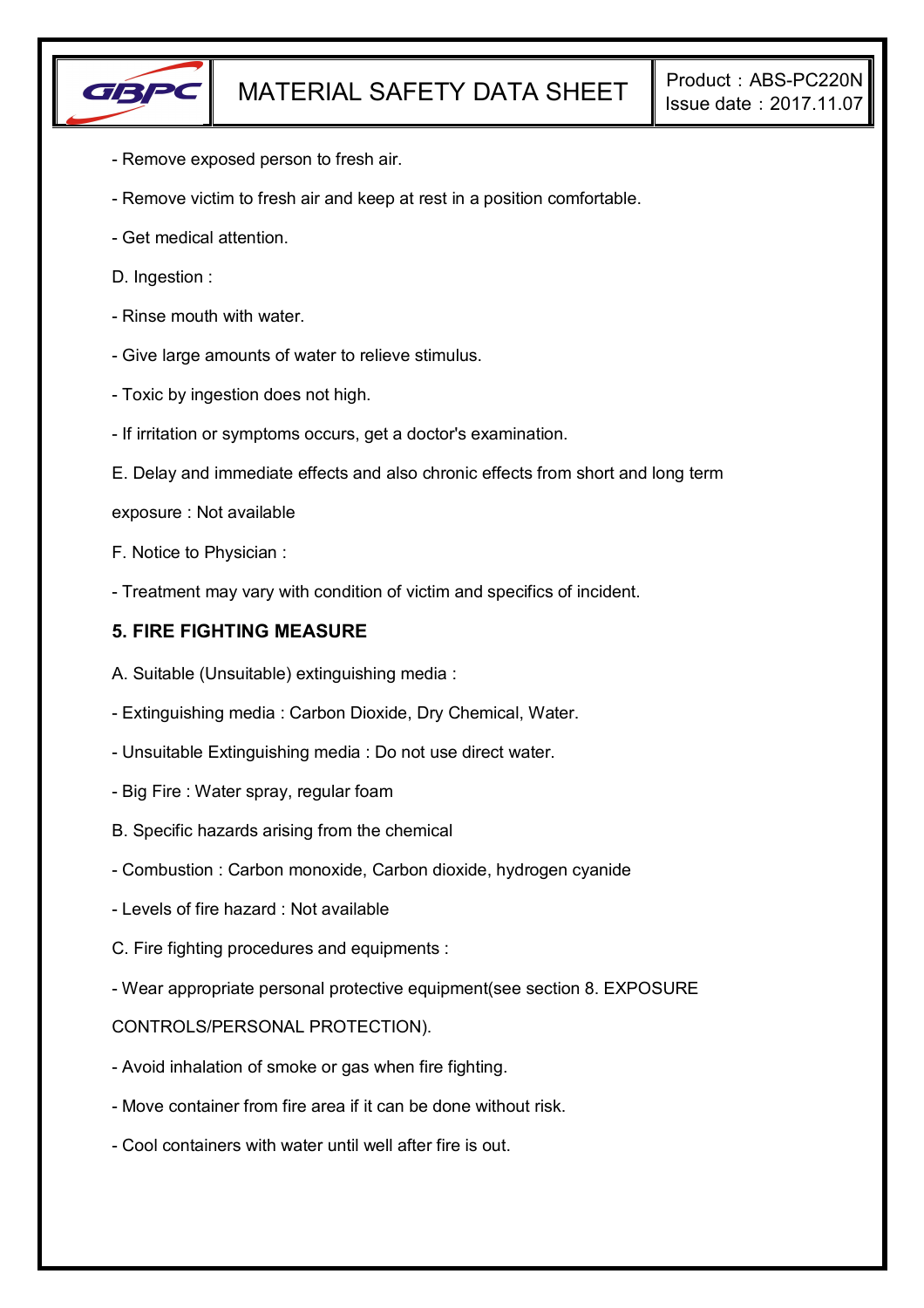- Remove exposed person to fresh air.

- Remove victim to fresh air and keep at rest in a position comfortable.

- Get medical attention.

D. Ingestion :

- Rinse mouth with water.

- Give large amounts of water to relieve stimulus.

- Toxic by ingestion does not high.

- If irritation or symptoms occurs, get a doctor's examination.

E. Delay and immediate effects and also chronic effects from short and long term exposure : Not available

F. Notice to Physician :

- Treatment may vary with condition of victim and specifics of incident.

## 5. FIRE FIGHTING MEASURE

A. Suitable (Unsuitable) extinguishing media :

- Extinguishing media : Carbon Dioxide, Dry Chemical, Water.

- Unsuitable Extinguishing media : Do not use direct water.

- Big Fire : Water spray, regular foam

B. Specific hazards arising from the chemical

- Combustion : Carbon monoxide, Carbon dioxide, hydrogen cyanide

- Levels of fire hazard : Not available

C. Fire fighting procedures and equipments :

- Wear appropriate personal protective equipment(see section 8. EXPOSURE CONTROLS/PERSONAL PROTECTION).

- Avoid inhalation of smoke or gas when fire fighting.

- Move container from fire area if it can be done without risk.

- Cool containers with water until well after fire is out.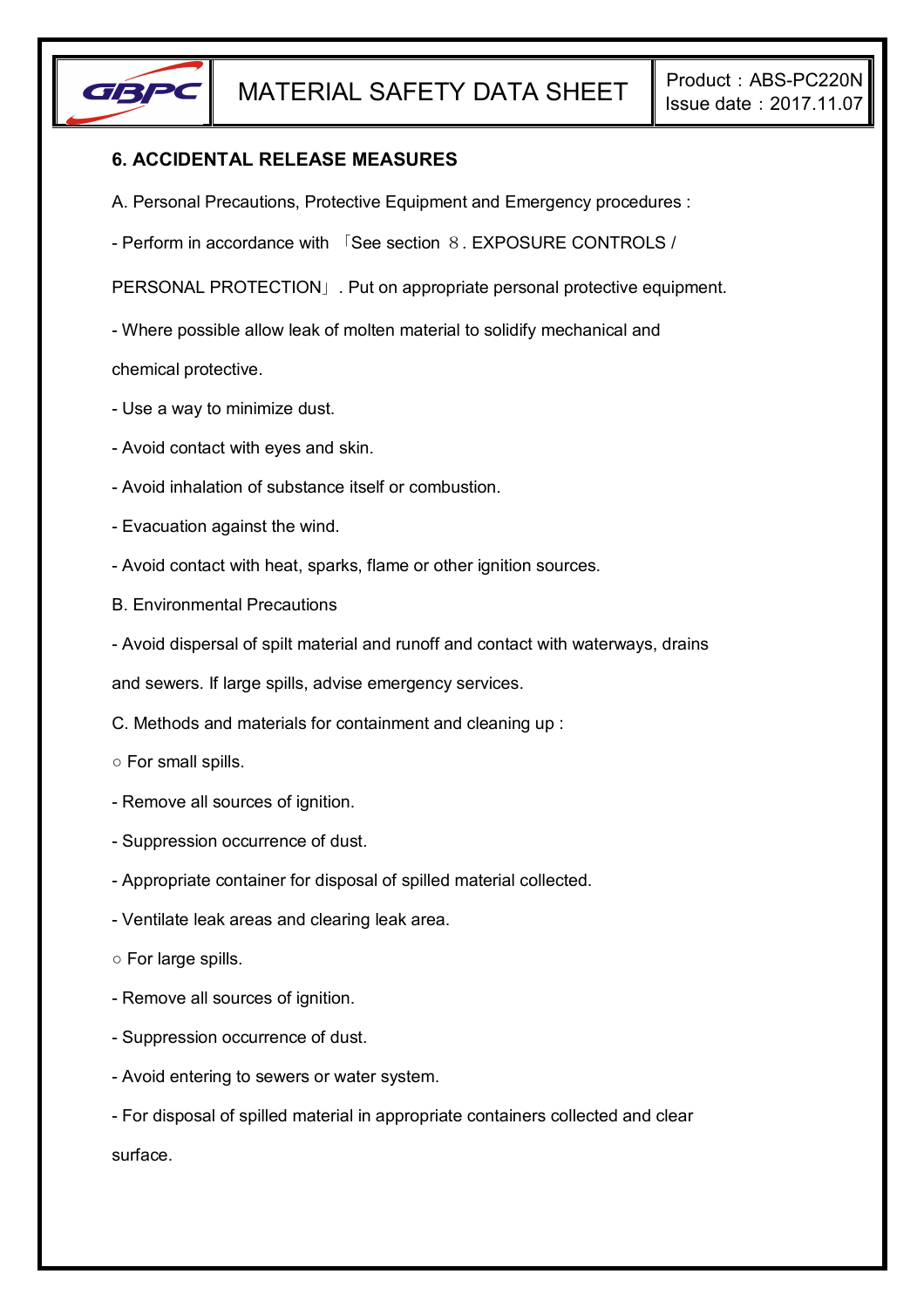## 6. ACCIDENTAL RELEASE MEASURES

A. Personal Precautions, Protective Equipment and Emergency procedures :

- Perform in accordance with 「See section ８. EXPOSURE CONTROLS / PERSONAL PROTECTION」. Put on appropriate personal protective equipment.
- Where possible allow leak of molten material to solidify mechanical and chemical protective.
- Use a way to minimize dust.
- Avoid contact with eyes and skin.
- Avoid inhalation of substance itself or combustion.
- Evacuation against the wind.
- Avoid contact with heat, sparks, flame or other ignition sources.

B. Environmental Precautions

- Avoid dispersal of spilt material and runoff and contact with waterways, drains and sewers. If large spills, advise emergency services.

C. Methods and materials for containment and cleaning up :

○ For small spills.

- Remove all sources of ignition.
- Suppression occurrence of dust.
- Appropriate container for disposal of spilled material collected.
- Ventilate leak areas and clearing leak area.

○ For large spills.

- Remove all sources of ignition.
- Suppression occurrence of dust.
- Avoid entering to sewers or water system.
- For disposal of spilled material in appropriate containers collected and clear surface.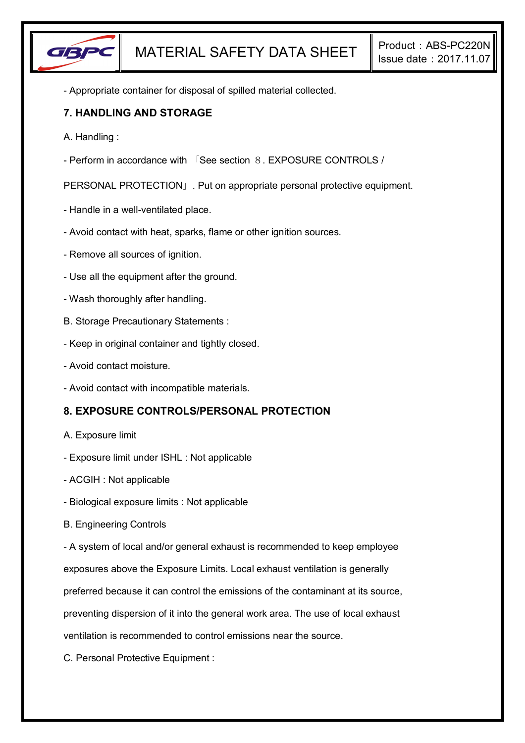- Appropriate container for disposal of spilled material collected.

## 7. HANDLING AND STORAGE

A. Handling :

- Perform in accordance with 「See section ８. EXPOSURE CONTROLS / PERSONAL PROTECTION」. Put on appropriate personal protective equipment.

- Handle in a well-ventilated place.

- Avoid contact with heat, sparks, flame or other ignition sources.

- Remove all sources of ignition.

- Use all the equipment after the ground.

- Wash thoroughly after handling.

B. Storage Precautionary Statements :

- Keep in original container and tightly closed.

- Avoid contact moisture.

- Avoid contact with incompatible materials.

## 8. EXPOSURE CONTROLS/PERSONAL PROTECTION

A. Exposure limit

- Exposure limit under ISHL : Not applicable

- ACGIH : Not applicable

- Biological exposure limits : Not applicable

B. Engineering Controls

- A system of local and/or general exhaust is recommended to keep employee exposures above the Exposure Limits. Local exhaust ventilation is generally preferred because it can control the emissions of the contaminant at its source, preventing dispersion of it into the general work area. The use of local exhaust ventilation is recommended to control emissions near the source.

C. Personal Protective Equipment :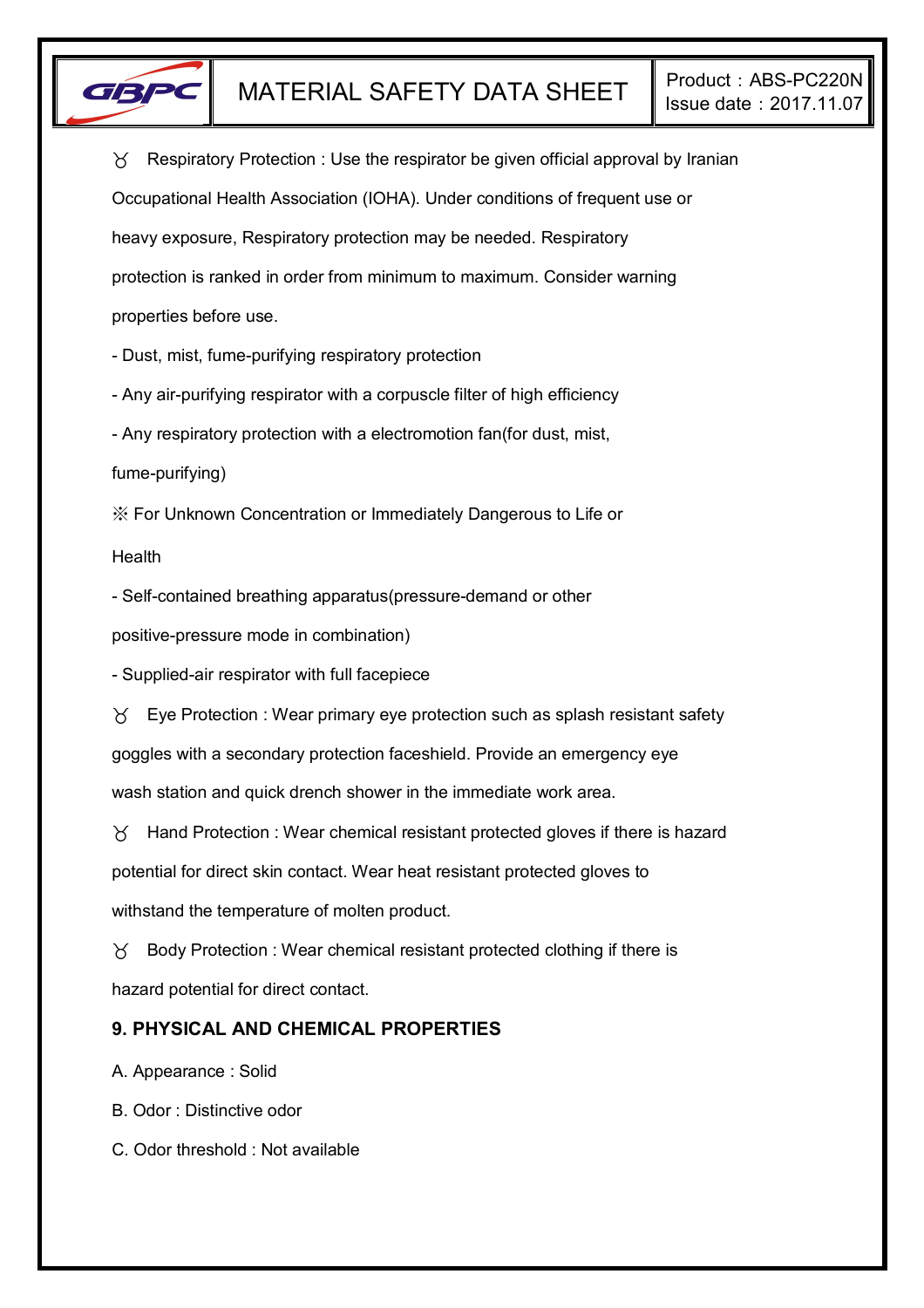♉ Respiratory Protection : Use the respirator be given official approval by Iranian Occupational Health Association (IOHA). Under conditions of frequent use or heavy exposure, Respiratory protection may be needed. Respiratory protection is ranked in order from minimum to maximum. Consider warning properties before use.

- Dust, mist, fume-purifying respiratory protection
- Any air-purifying respirator with a corpuscle filter of high efficiency
- Any respiratory protection with a electromotion fan(for dust, mist, fume-purifying)

※ For Unknown Concentration or Immediately Dangerous to Life or Health

- Self-contained breathing apparatus(pressure-demand or other positive-pressure mode in combination)
- Supplied-air respirator with full facepiece

♉ Eye Protection : Wear primary eye protection such as splash resistant safety goggles with a secondary protection faceshield. Provide an emergency eye wash station and quick drench shower in the immediate work area.

♉ Hand Protection : Wear chemical resistant protected gloves if there is hazard potential for direct skin contact. Wear heat resistant protected gloves to withstand the temperature of molten product.

♉ Body Protection : Wear chemical resistant protected clothing if there is hazard potential for direct contact.

## 9. PHYSICAL AND CHEMICAL PROPERTIES

A. Appearance : Solid

B. Odor : Distinctive odor

C. Odor threshold : Not available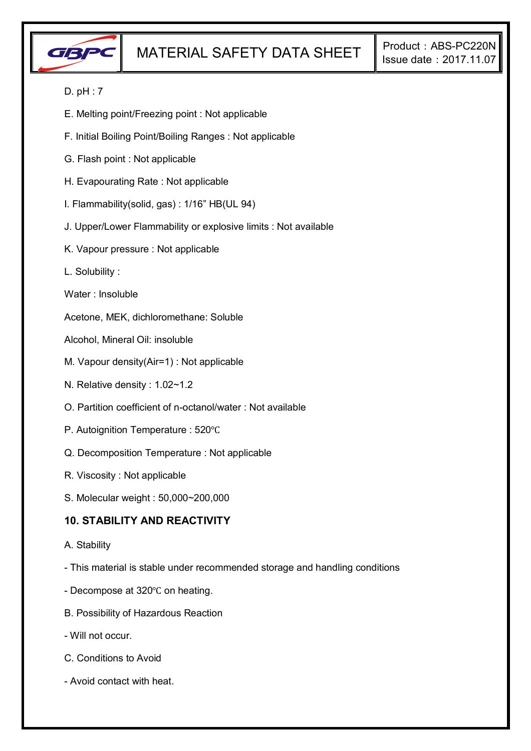D. pH : 7

E. Melting point/Freezing point : Not applicable

F. Initial Boiling Point/Boiling Ranges : Not applicable

G. Flash point : Not applicable

H. Evapourating Rate : Not applicable

I. Flammability(solid, gas) : 1/16” HB(UL 94)

J. Upper/Lower Flammability or explosive limits : Not available

K. Vapour pressure : Not applicable

L. Solubility :

Water : Insoluble

Acetone, MEK, dichloromethane: Soluble

Alcohol, Mineral Oil: insoluble

M. Vapour density(Air=1) : Not applicable

N. Relative density : 1.02~1.2

O. Partition coefficient of n-octanol/water : Not available

P. Autoignition Temperature : 520℃

Q. Decomposition Temperature : Not applicable

R. Viscosity : Not applicable

S. Molecular weight : 50,000~200,000

## 10. STABILITY AND REACTIVITY

A. Stability

- This material is stable under recommended storage and handling conditions
- Decompose at 320℃ on heating.

B. Possibility of Hazardous Reaction

- Will not occur.

C. Conditions to Avoid

- Avoid contact with heat.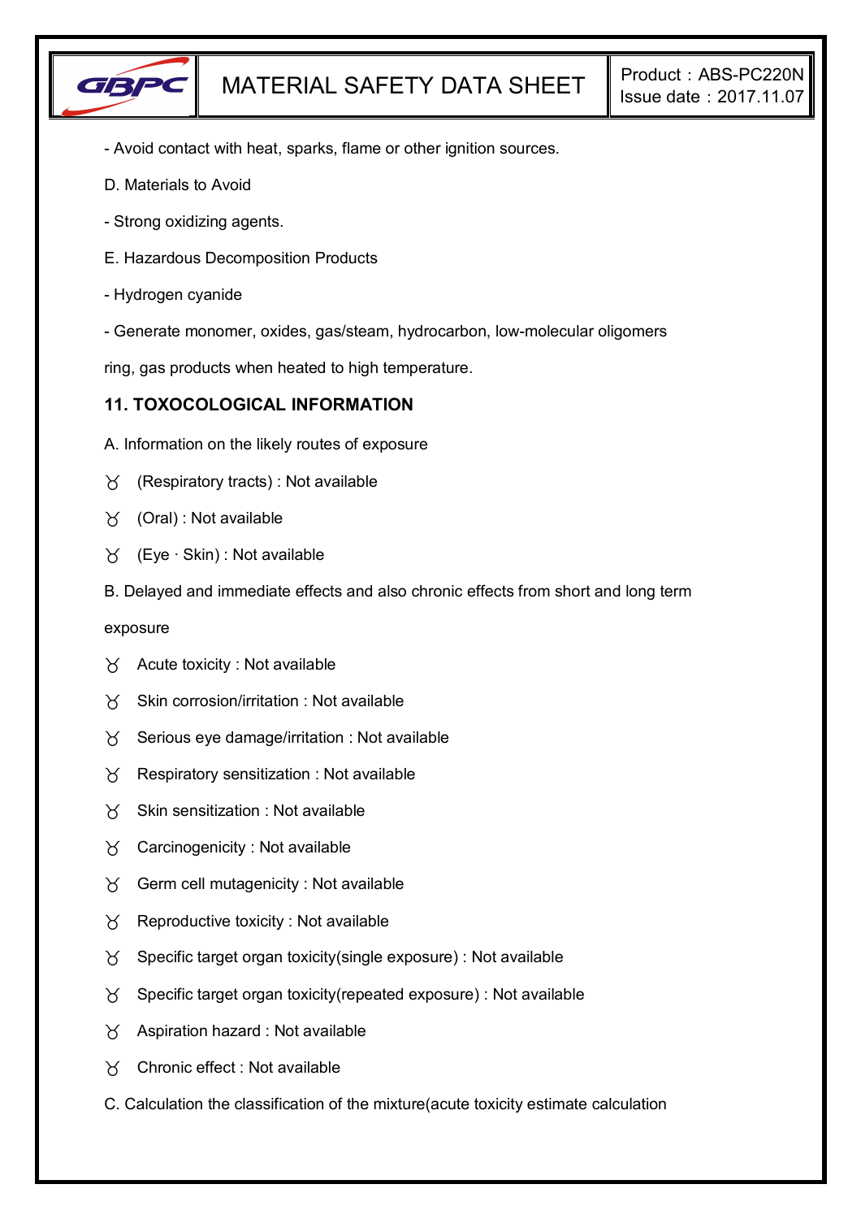- Avoid contact with heat, sparks, flame or other ignition sources.

D. Materials to Avoid

- Strong oxidizing agents.

E. Hazardous Decomposition Products

- Hydrogen cyanide

- Generate monomer, oxides, gas/steam, hydrocarbon, low-molecular oligomers ring, gas products when heated to high temperature.

## 11. TOXOCOLOGICAL INFORMATION

A. Information on the likely routes of exposure

- (Respiratory tracts) : Not available
- (Oral) : Not available
- (Eye · Skin) : Not available

B. Delayed and immediate effects and also chronic effects from short and long term exposure

- Acute toxicity : Not available
- Skin corrosion/irritation : Not available
- Serious eye damage/irritation : Not available
- Respiratory sensitization : Not available
- Skin sensitization : Not available
- Carcinogenicity : Not available
- Germ cell mutagenicity : Not available
- Reproductive toxicity : Not available
- Specific target organ toxicity(single exposure) : Not available
- Specific target organ toxicity(repeated exposure) : Not available
- Aspiration hazard : Not available
- Chronic effect : Not available

C. Calculation the classification of the mixture(acute toxicity estimate calculation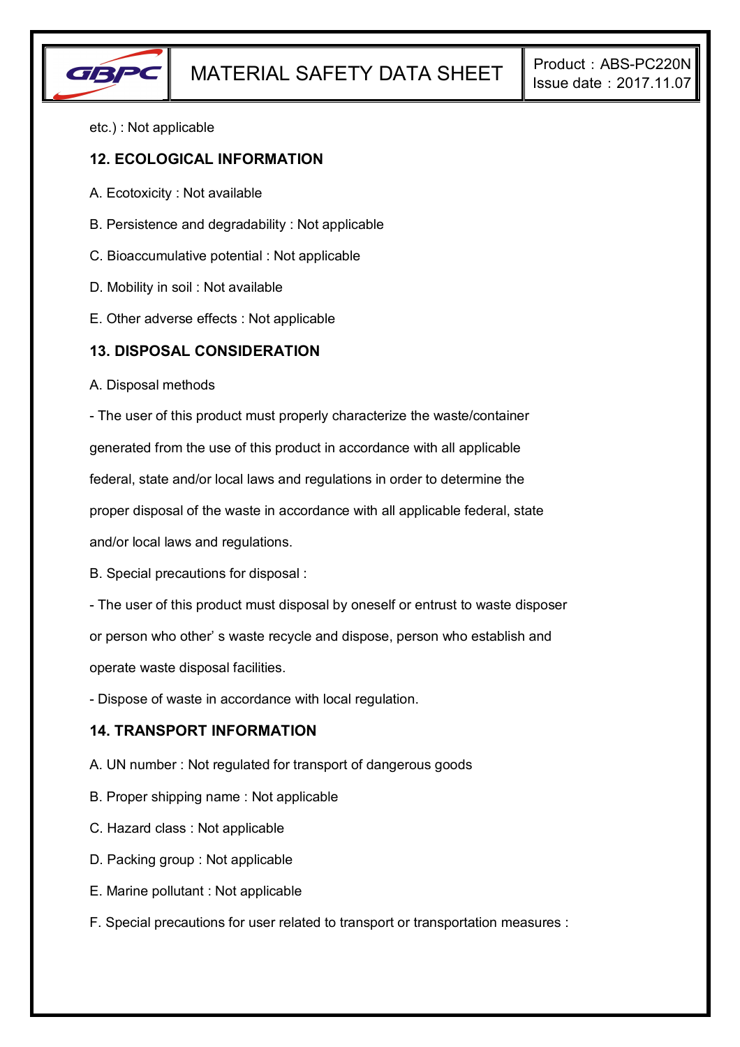etc.) : Not applicable

## 12. ECOLOGICAL INFORMATION

A. Ecotoxicity : Not available

B. Persistence and degradability : Not applicable

C. Bioaccumulative potential : Not applicable

D. Mobility in soil : Not available

E. Other adverse effects : Not applicable

## 13. DISPOSAL CONSIDERATION

A. Disposal methods

- The user of this product must properly characterize the waste/container generated from the use of this product in accordance with all applicable federal, state and/or local laws and regulations in order to determine the proper disposal of the waste in accordance with all applicable federal, state and/or local laws and regulations.

B. Special precautions for disposal :

- The user of this product must disposal by oneself or entrust to waste disposer or person who other' s waste recycle and dispose, person who establish and operate waste disposal facilities.
- Dispose of waste in accordance with local regulation.

## 14. TRANSPORT INFORMATION

A. UN number : Not regulated for transport of dangerous goods

B. Proper shipping name : Not applicable

C. Hazard class : Not applicable

D. Packing group : Not applicable

E. Marine pollutant : Not applicable

F. Special precautions for user related to transport or transportation measures :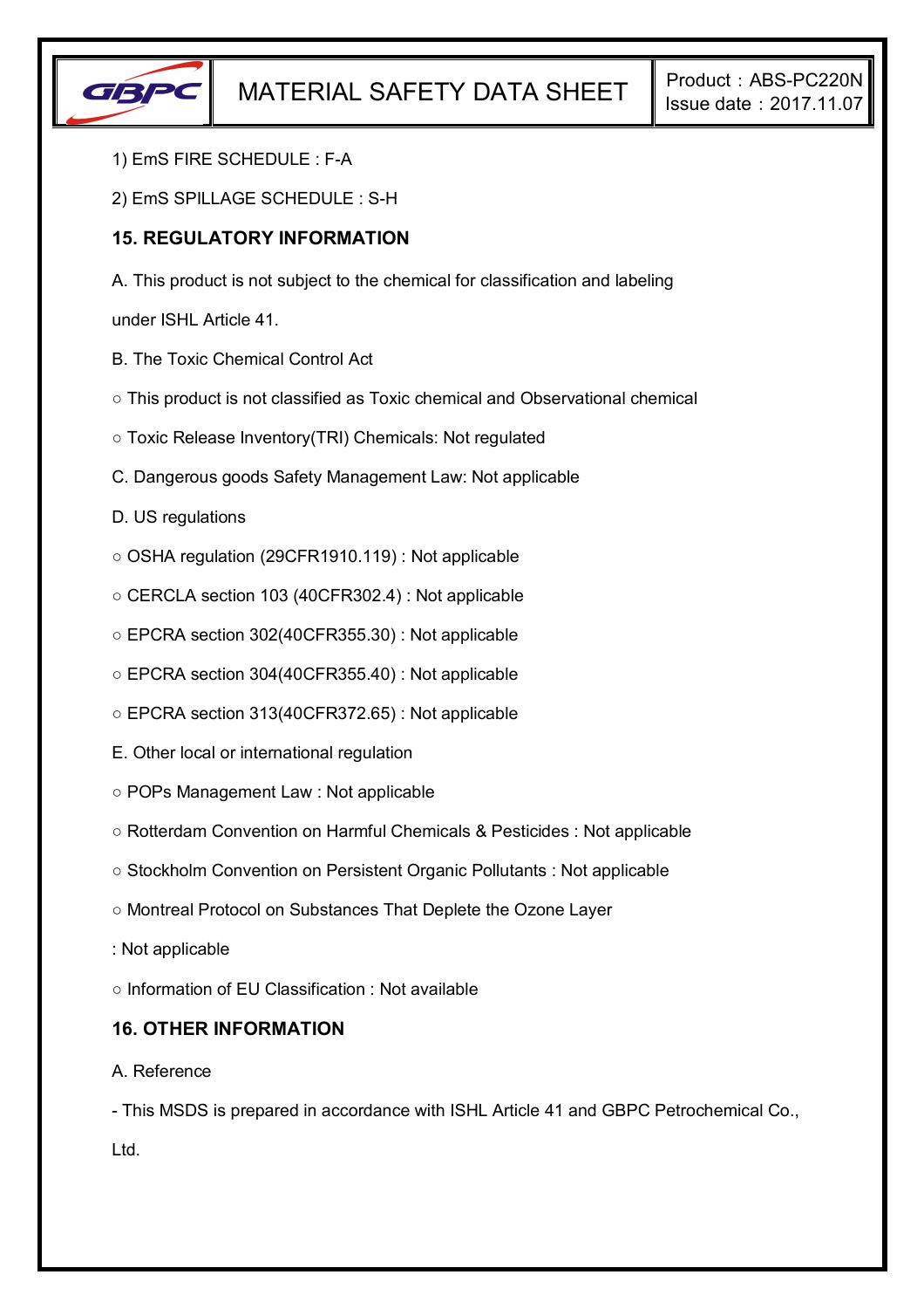1) EmS FIRE SCHEDULE : F-A

2) EmS SPILLAGE SCHEDULE : S-H

## 15. REGULATORY INFORMATION

A. This product is not subject to the chemical for classification and labeling under ISHL Article 41.

B. The Toxic Chemical Control Act

○ This product is not classified as Toxic chemical and Observational chemical

○ Toxic Release Inventory(TRI) Chemicals: Not regulated

C. Dangerous goods Safety Management Law: Not applicable

D. US regulations

○ OSHA regulation (29CFR1910.119) : Not applicable

○ CERCLA section 103 (40CFR302.4) : Not applicable

○ EPCRA section 302(40CFR355.30) : Not applicable

○ EPCRA section 304(40CFR355.40) : Not applicable

○ EPCRA section 313(40CFR372.65) : Not applicable

E. Other local or international regulation

○ POPs Management Law : Not applicable

○ Rotterdam Convention on Harmful Chemicals & Pesticides : Not applicable

○ Stockholm Convention on Persistent Organic Pollutants : Not applicable

○ Montreal Protocol on Substances That Deplete the Ozone Layer : Not applicable

○ Information of EU Classification : Not available

## 16. OTHER INFORMATION

A. Reference

- This MSDS is prepared in accordance with ISHL Article 41 and GBPC Petrochemical Co., Ltd.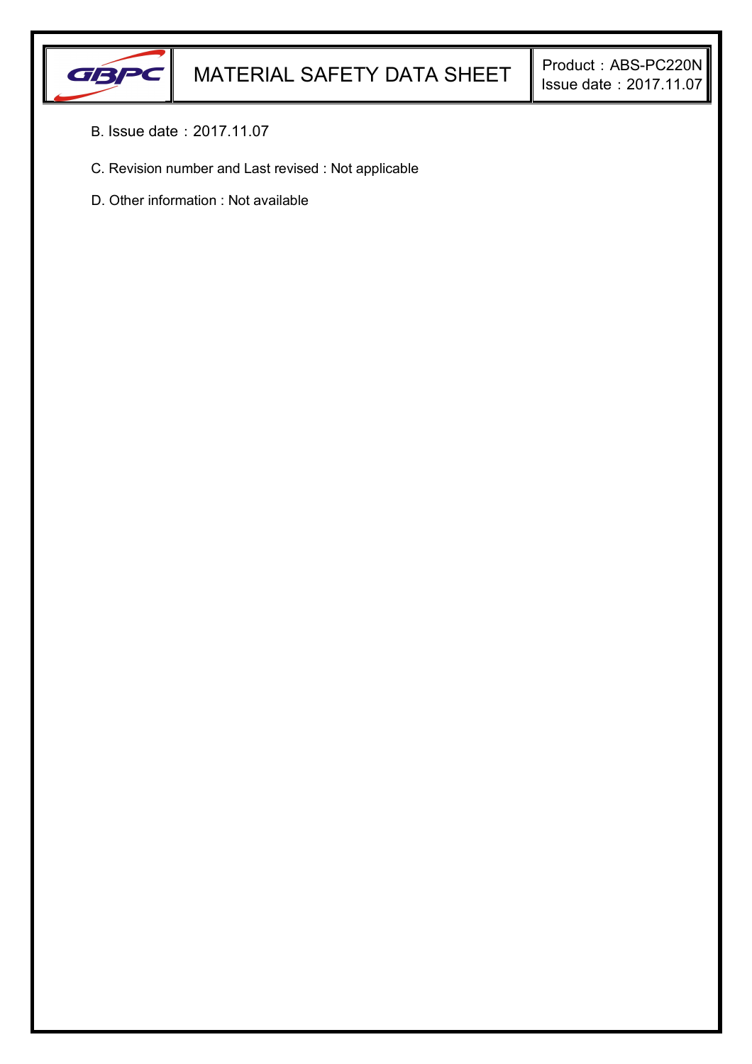B. Issue date：2017.11.07

C. Revision number and Last revised : Not applicable

D. Other information : Not available